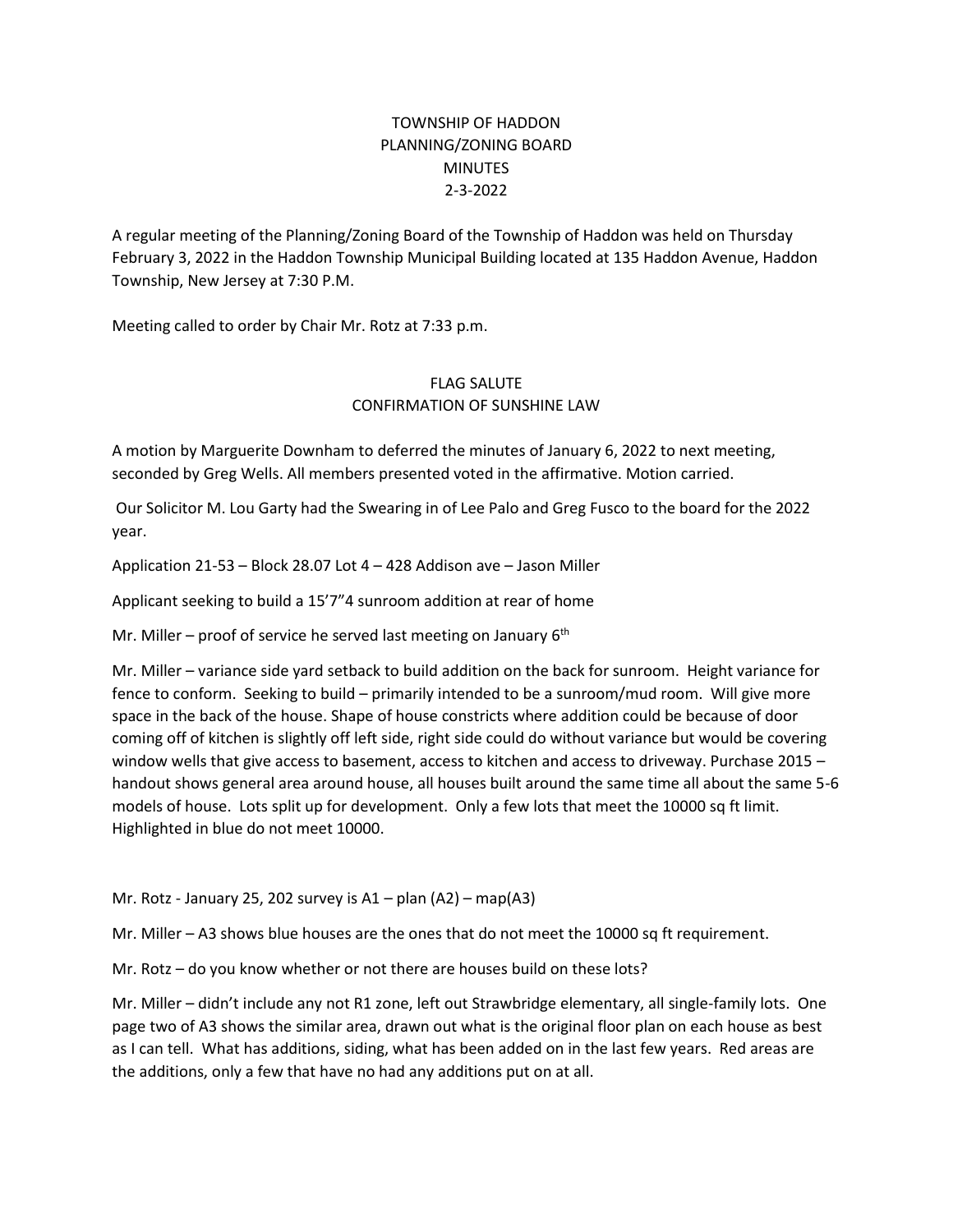# TOWNSHIP OF HADDON
## PLANNING/ZONING BOARD
## MINUTES
## 2-3-2022

A regular meeting of the Planning/Zoning Board of the Township of Haddon was held on Thursday February 3, 2022 in the Haddon Township Municipal Building located at 135 Haddon Avenue, Haddon Township, New Jersey at 7:30 P.M.

Meeting called to order by Chair Mr. Rotz at 7:33 p.m.

### FLAG SALUTE
### CONFIRMATION OF SUNSHINE LAW

A motion by Marguerite Downham to deferred the minutes of January 6, 2022 to next meeting, seconded by Greg Wells. All members presented voted in the affirmative. Motion carried.

Our Solicitor M. Lou Garty had the Swearing in of Lee Palo and Greg Fusco to the board for the 2022 year.

Application 21-53 – Block 28.07 Lot 4 – 428 Addison ave – Jason Miller

Applicant seeking to build a 15'7"4 sunroom addition at rear of home

Mr. Miller – proof of service he served last meeting on January 6th

Mr. Miller – variance side yard setback to build addition on the back for sunroom. Height variance for fence to conform. Seeking to build – primarily intended to be a sunroom/mud room. Will give more space in the back of the house. Shape of house constricts where addition could be because of door coming off of kitchen is slightly off left side, right side could do without variance but would be covering window wells that give access to basement, access to kitchen and access to driveway. Purchase 2015 – handout shows general area around house, all houses built around the same time all about the same 5-6 models of house. Lots split up for development. Only a few lots that meet the 10000 sq ft limit. Highlighted in blue do not meet 10000.

Mr. Rotz - January 25, 202 survey is A1 – plan (A2) – map(A3)

Mr. Miller – A3 shows blue houses are the ones that do not meet the 10000 sq ft requirement.

Mr. Rotz – do you know whether or not there are houses build on these lots?

Mr. Miller – didn't include any not R1 zone, left out Strawbridge elementary, all single-family lots. One page two of A3 shows the similar area, drawn out what is the original floor plan on each house as best as I can tell. What has additions, siding, what has been added on in the last few years. Red areas are the additions, only a few that have no had any additions put on at all.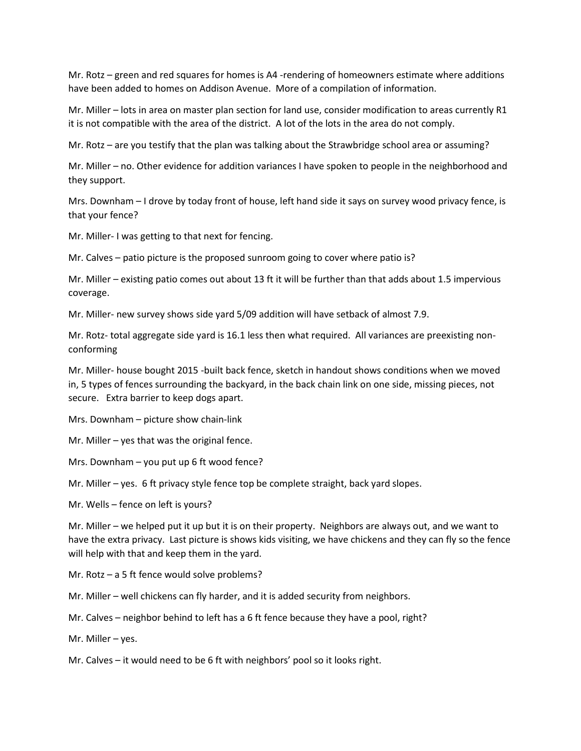Mr. Rotz – green and red squares for homes is A4 -rendering of homeowners estimate where additions have been added to homes on Addison Avenue. More of a compilation of information.

Mr. Miller – lots in area on master plan section for land use, consider modification to areas currently R1 it is not compatible with the area of the district. A lot of the lots in the area do not comply.

Mr. Rotz – are you testify that the plan was talking about the Strawbridge school area or assuming?

Mr. Miller – no. Other evidence for addition variances I have spoken to people in the neighborhood and they support.

Mrs. Downham – I drove by today front of house, left hand side it says on survey wood privacy fence, is that your fence?

Mr. Miller- I was getting to that next for fencing.

Mr. Calves – patio picture is the proposed sunroom going to cover where patio is?

Mr. Miller – existing patio comes out about 13 ft it will be further than that adds about 1.5 impervious coverage.

Mr. Miller- new survey shows side yard 5/09 addition will have setback of almost 7.9.

Mr. Rotz- total aggregate side yard is 16.1 less then what required. All variances are preexisting non-conforming

Mr. Miller- house bought 2015 -built back fence, sketch in handout shows conditions when we moved in, 5 types of fences surrounding the backyard, in the back chain link on one side, missing pieces, not secure. Extra barrier to keep dogs apart.

Mrs. Downham – picture show chain-link

Mr. Miller – yes that was the original fence.

Mrs. Downham – you put up 6 ft wood fence?

Mr. Miller – yes. 6 ft privacy style fence top be complete straight, back yard slopes.

Mr. Wells – fence on left is yours?

Mr. Miller – we helped put it up but it is on their property. Neighbors are always out, and we want to have the extra privacy. Last picture is shows kids visiting, we have chickens and they can fly so the fence will help with that and keep them in the yard.

Mr. Rotz – a 5 ft fence would solve problems?

Mr. Miller – well chickens can fly harder, and it is added security from neighbors.

Mr. Calves – neighbor behind to left has a 6 ft fence because they have a pool, right?

Mr. Miller – yes.

Mr. Calves – it would need to be 6 ft with neighbors' pool so it looks right.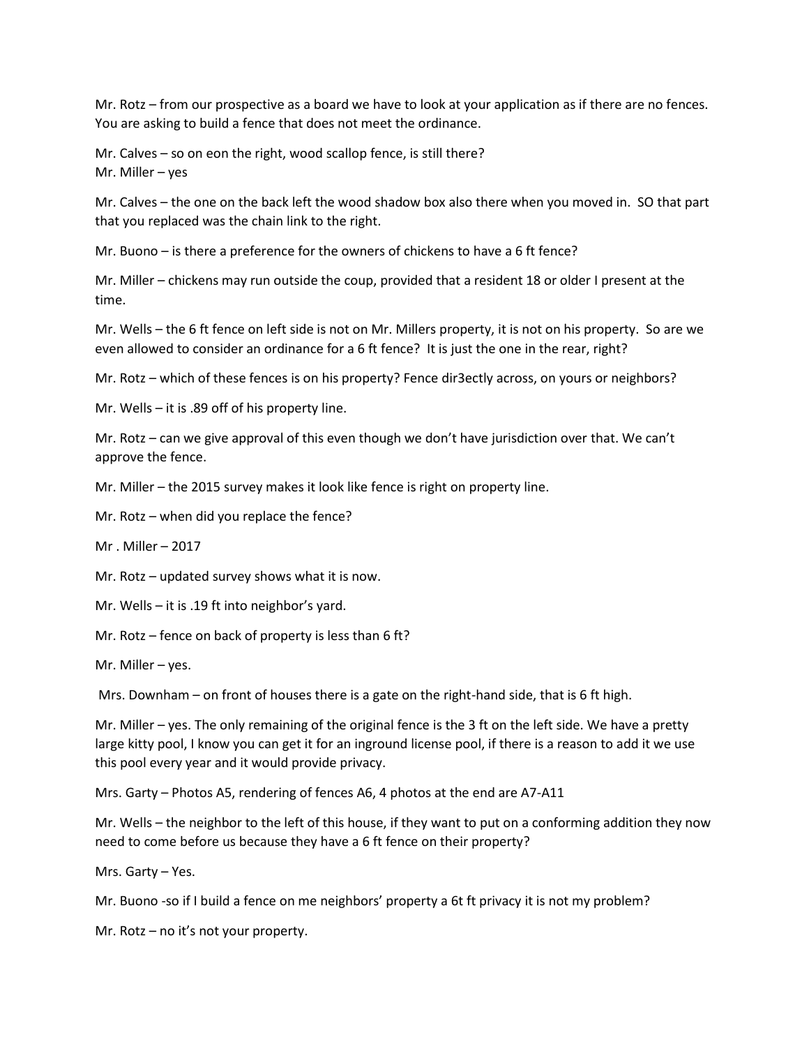Mr. Rotz – from our prospective as a board we have to look at your application as if there are no fences. You are asking to build a fence that does not meet the ordinance.

Mr. Calves – so on eon the right, wood scallop fence, is still there?
Mr. Miller – yes

Mr. Calves – the one on the back left the wood shadow box also there when you moved in. SO that part that you replaced was the chain link to the right.

Mr. Buono – is there a preference for the owners of chickens to have a 6 ft fence?

Mr. Miller – chickens may run outside the coup, provided that a resident 18 or older I present at the time.

Mr. Wells – the 6 ft fence on left side is not on Mr. Millers property, it is not on his property. So are we even allowed to consider an ordinance for a 6 ft fence? It is just the one in the rear, right?

Mr. Rotz – which of these fences is on his property? Fence dir3ectly across, on yours or neighbors?

Mr. Wells – it is .89 off of his property line.

Mr. Rotz – can we give approval of this even though we don't have jurisdiction over that. We can't approve the fence.

Mr. Miller – the 2015 survey makes it look like fence is right on property line.

Mr. Rotz – when did you replace the fence?

Mr . Miller – 2017

Mr. Rotz – updated survey shows what it is now.

Mr. Wells – it is .19 ft into neighbor's yard.

Mr. Rotz – fence on back of property is less than 6 ft?

Mr. Miller – yes.

Mrs. Downham – on front of houses there is a gate on the right-hand side, that is 6 ft high.

Mr. Miller – yes. The only remaining of the original fence is the 3 ft on the left side. We have a pretty large kitty pool, I know you can get it for an inground license pool, if there is a reason to add it we use this pool every year and it would provide privacy.

Mrs. Garty – Photos A5, rendering of fences A6, 4 photos at the end are A7-A11

Mr. Wells – the neighbor to the left of this house, if they want to put on a conforming addition they now need to come before us because they have a 6 ft fence on their property?

Mrs. Garty – Yes.

Mr. Buono -so if I build a fence on me neighbors' property a 6t ft privacy it is not my problem?

Mr. Rotz – no it's not your property.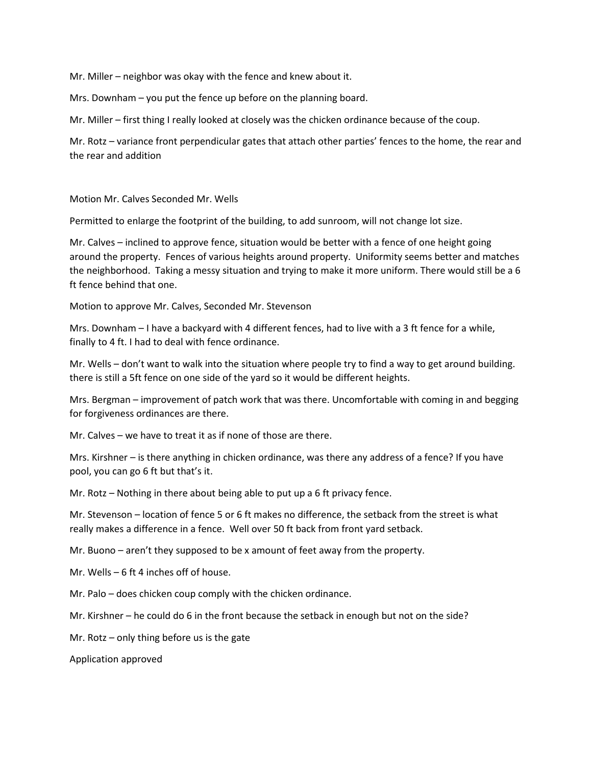Mr. Miller – neighbor was okay with the fence and knew about it.

Mrs. Downham – you put the fence up before on the planning board.

Mr. Miller – first thing I really looked at closely was the chicken ordinance because of the coup.

Mr. Rotz – variance front perpendicular gates that attach other parties' fences to the home, the rear and the rear and addition

Motion Mr. Calves Seconded Mr. Wells

Permitted to enlarge the footprint of the building, to add sunroom, will not change lot size.

Mr. Calves – inclined to approve fence, situation would be better with a fence of one height going around the property. Fences of various heights around property. Uniformity seems better and matches the neighborhood. Taking a messy situation and trying to make it more uniform. There would still be a 6 ft fence behind that one.

Motion to approve Mr. Calves, Seconded Mr. Stevenson

Mrs. Downham – I have a backyard with 4 different fences, had to live with a 3 ft fence for a while, finally to 4 ft. I had to deal with fence ordinance.

Mr. Wells – don't want to walk into the situation where people try to find a way to get around building. there is still a 5ft fence on one side of the yard so it would be different heights.

Mrs. Bergman – improvement of patch work that was there. Uncomfortable with coming in and begging for forgiveness ordinances are there.

Mr. Calves – we have to treat it as if none of those are there.

Mrs. Kirshner – is there anything in chicken ordinance, was there any address of a fence? If you have pool, you can go 6 ft but that's it.

Mr. Rotz – Nothing in there about being able to put up a 6 ft privacy fence.

Mr. Stevenson – location of fence 5 or 6 ft makes no difference, the setback from the street is what really makes a difference in a fence. Well over 50 ft back from front yard setback.

Mr. Buono – aren't they supposed to be x amount of feet away from the property.

Mr. Wells – 6 ft 4 inches off of house.

Mr. Palo – does chicken coup comply with the chicken ordinance.

Mr. Kirshner – he could do 6 in the front because the setback in enough but not on the side?

Mr. Rotz – only thing before us is the gate

Application approved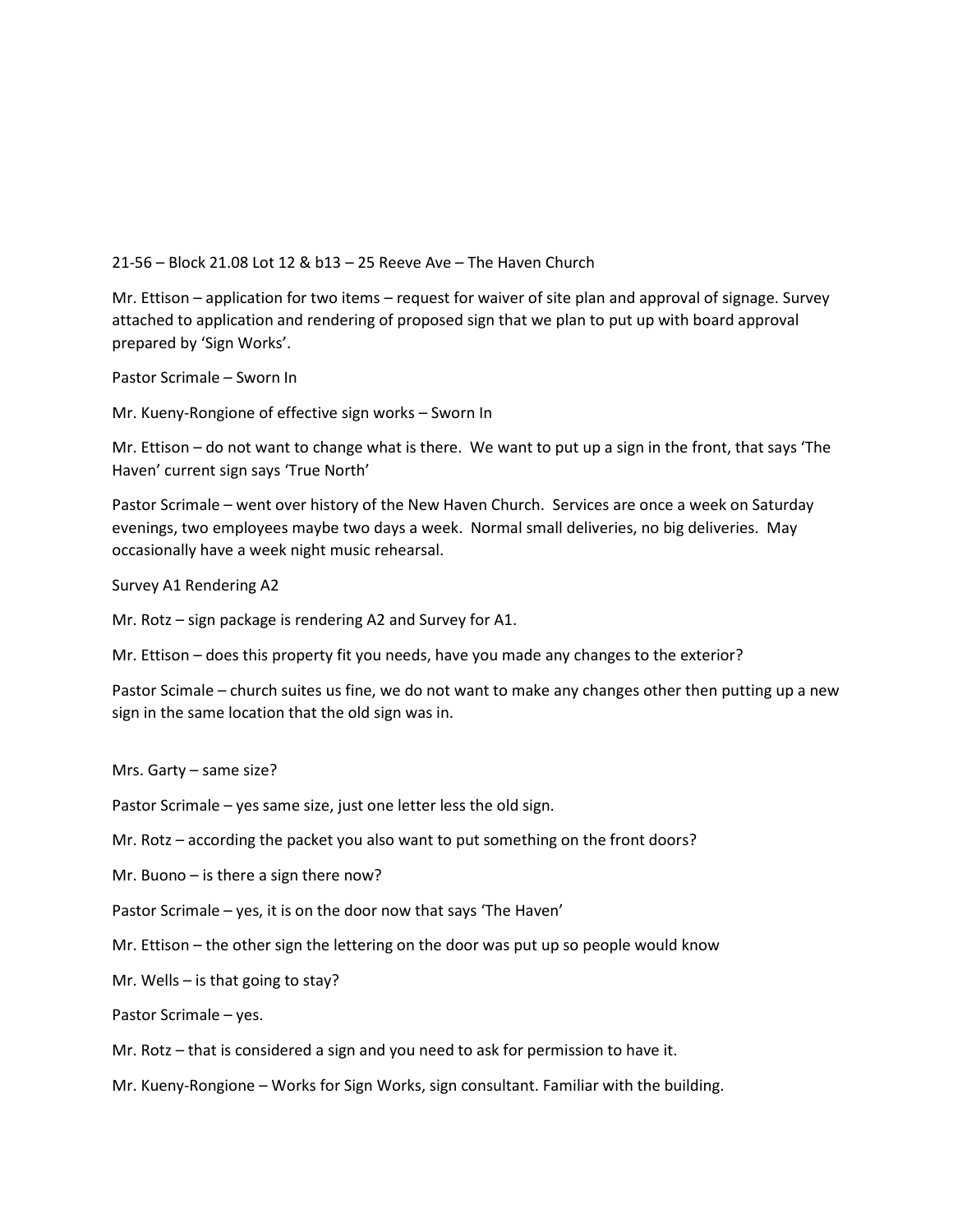21-56 – Block 21.08 Lot 12 & b13 – 25 Reeve Ave – The Haven Church

Mr. Ettison – application for two items – request for waiver of site plan and approval of signage. Survey attached to application and rendering of proposed sign that we plan to put up with board approval prepared by 'Sign Works'.

Pastor Scrimale – Sworn In

Mr. Kueny-Rongione of effective sign works – Sworn In

Mr. Ettison – do not want to change what is there. We want to put up a sign in the front, that says 'The Haven' current sign says 'True North'

Pastor Scrimale – went over history of the New Haven Church. Services are once a week on Saturday evenings, two employees maybe two days a week. Normal small deliveries, no big deliveries. May occasionally have a week night music rehearsal.

Survey A1 Rendering A2

Mr. Rotz – sign package is rendering A2 and Survey for A1.

Mr. Ettison – does this property fit you needs, have you made any changes to the exterior?

Pastor Scimale – church suites us fine, we do not want to make any changes other then putting up a new sign in the same location that the old sign was in.

Mrs. Garty – same size?

Pastor Scrimale – yes same size, just one letter less the old sign.

Mr. Rotz – according the packet you also want to put something on the front doors?

Mr. Buono – is there a sign there now?

Pastor Scrimale – yes, it is on the door now that says 'The Haven'

Mr. Ettison – the other sign the lettering on the door was put up so people would know

Mr. Wells – is that going to stay?

Pastor Scrimale – yes.

Mr. Rotz – that is considered a sign and you need to ask for permission to have it.

Mr. Kueny-Rongione – Works for Sign Works, sign consultant. Familiar with the building.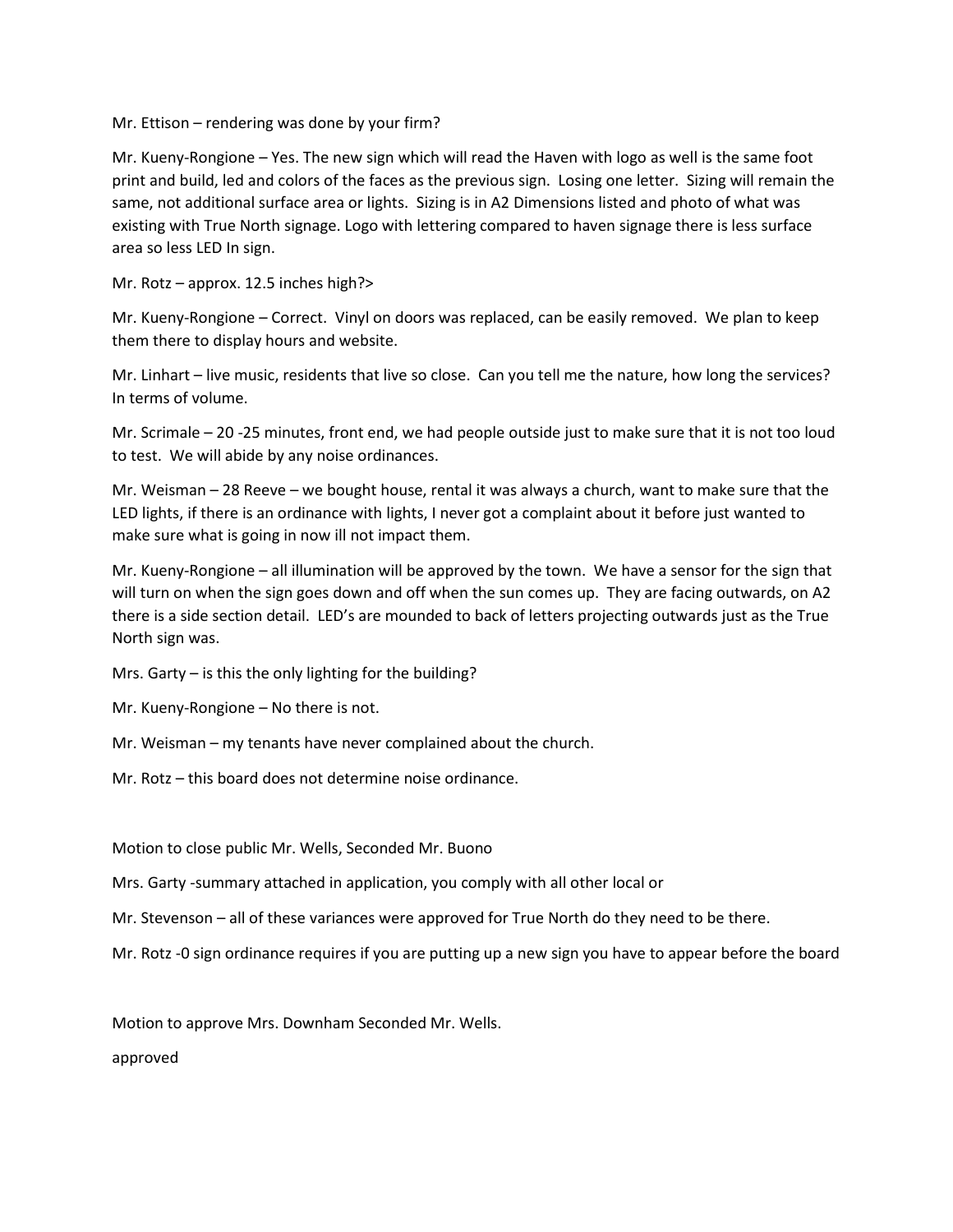Mr. Ettison – rendering was done by your firm?

Mr. Kueny-Rongione – Yes. The new sign which will read the Haven with logo as well is the same foot print and build, led and colors of the faces as the previous sign. Losing one letter. Sizing will remain the same, not additional surface area or lights. Sizing is in A2 Dimensions listed and photo of what was existing with True North signage. Logo with lettering compared to haven signage there is less surface area so less LED In sign.

Mr. Rotz – approx. 12.5 inches high?>

Mr. Kueny-Rongione – Correct. Vinyl on doors was replaced, can be easily removed. We plan to keep them there to display hours and website.

Mr. Linhart – live music, residents that live so close. Can you tell me the nature, how long the services? In terms of volume.

Mr. Scrimale – 20 -25 minutes, front end, we had people outside just to make sure that it is not too loud to test. We will abide by any noise ordinances.

Mr. Weisman – 28 Reeve – we bought house, rental it was always a church, want to make sure that the LED lights, if there is an ordinance with lights, I never got a complaint about it before just wanted to make sure what is going in now ill not impact them.

Mr. Kueny-Rongione – all illumination will be approved by the town. We have a sensor for the sign that will turn on when the sign goes down and off when the sun comes up. They are facing outwards, on A2 there is a side section detail. LED's are mounded to back of letters projecting outwards just as the True North sign was.

Mrs. Garty – is this the only lighting for the building?

Mr. Kueny-Rongione – No there is not.

Mr. Weisman – my tenants have never complained about the church.

Mr. Rotz – this board does not determine noise ordinance.

Motion to close public Mr. Wells, Seconded Mr. Buono

Mrs. Garty -summary attached in application, you comply with all other local or

Mr. Stevenson – all of these variances were approved for True North do they need to be there.

Mr. Rotz -0 sign ordinance requires if you are putting up a new sign you have to appear before the board

Motion to approve Mrs. Downham Seconded Mr. Wells.

approved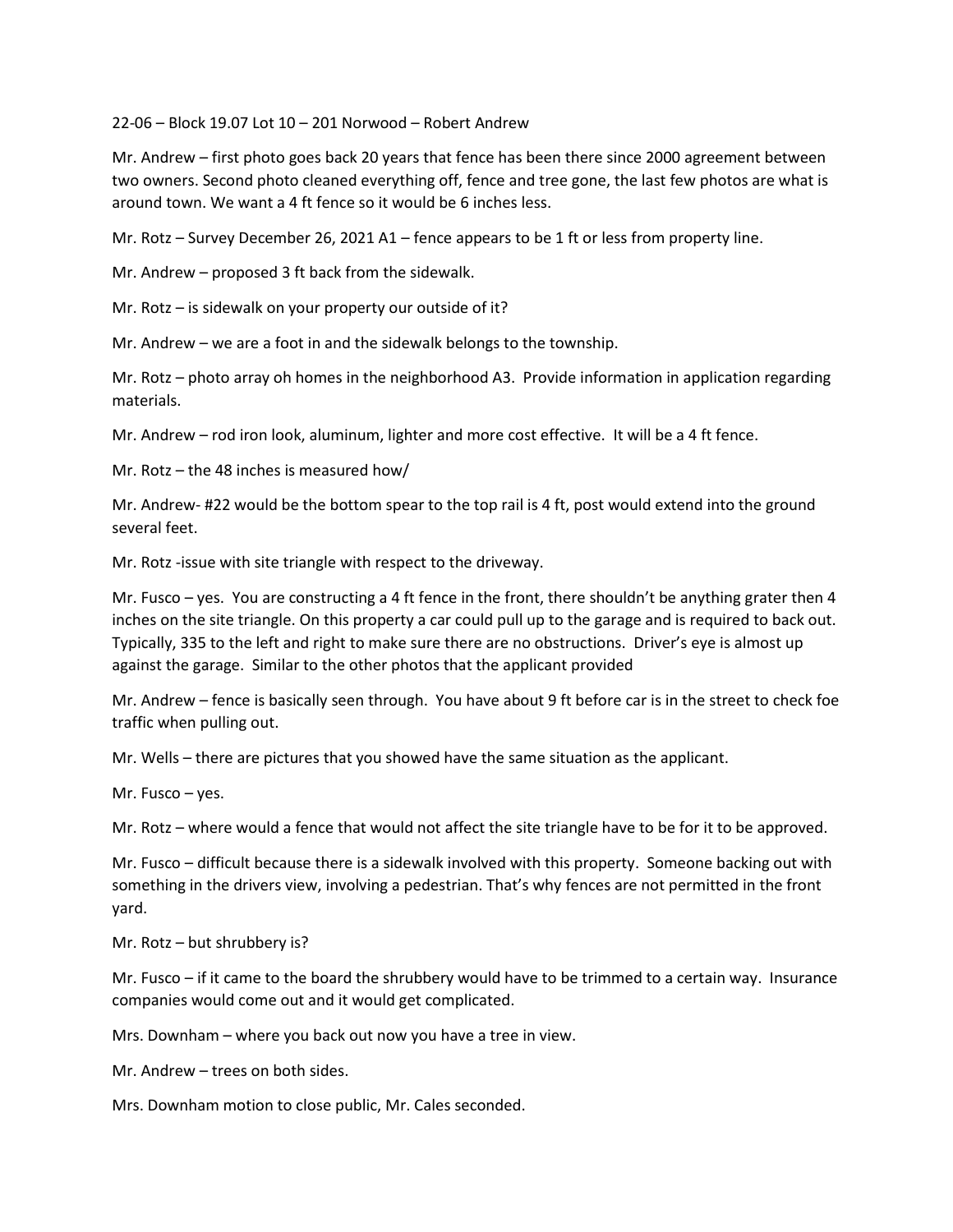22-06 – Block 19.07 Lot 10 – 201 Norwood – Robert Andrew

Mr. Andrew – first photo goes back 20 years that fence has been there since 2000 agreement between two owners. Second photo cleaned everything off, fence and tree gone, the last few photos are what is around town. We want a 4 ft fence so it would be 6 inches less.

Mr. Rotz – Survey December 26, 2021 A1 – fence appears to be 1 ft or less from property line.

Mr. Andrew – proposed 3 ft back from the sidewalk.

Mr. Rotz – is sidewalk on your property our outside of it?

Mr. Andrew – we are a foot in and the sidewalk belongs to the township.

Mr. Rotz – photo array oh homes in the neighborhood A3. Provide information in application regarding materials.

Mr. Andrew – rod iron look, aluminum, lighter and more cost effective. It will be a 4 ft fence.

Mr. Rotz – the 48 inches is measured how/

Mr. Andrew- #22 would be the bottom spear to the top rail is 4 ft, post would extend into the ground several feet.

Mr. Rotz -issue with site triangle with respect to the driveway.

Mr. Fusco – yes. You are constructing a 4 ft fence in the front, there shouldn't be anything grater then 4 inches on the site triangle. On this property a car could pull up to the garage and is required to back out. Typically, 335 to the left and right to make sure there are no obstructions. Driver's eye is almost up against the garage. Similar to the other photos that the applicant provided

Mr. Andrew – fence is basically seen through. You have about 9 ft before car is in the street to check foe traffic when pulling out.

Mr. Wells – there are pictures that you showed have the same situation as the applicant.

Mr. Fusco – yes.

Mr. Rotz – where would a fence that would not affect the site triangle have to be for it to be approved.

Mr. Fusco – difficult because there is a sidewalk involved with this property. Someone backing out with something in the drivers view, involving a pedestrian. That's why fences are not permitted in the front yard.

Mr. Rotz – but shrubbery is?

Mr. Fusco – if it came to the board the shrubbery would have to be trimmed to a certain way. Insurance companies would come out and it would get complicated.

Mrs. Downham – where you back out now you have a tree in view.

Mr. Andrew – trees on both sides.

Mrs. Downham motion to close public, Mr. Cales seconded.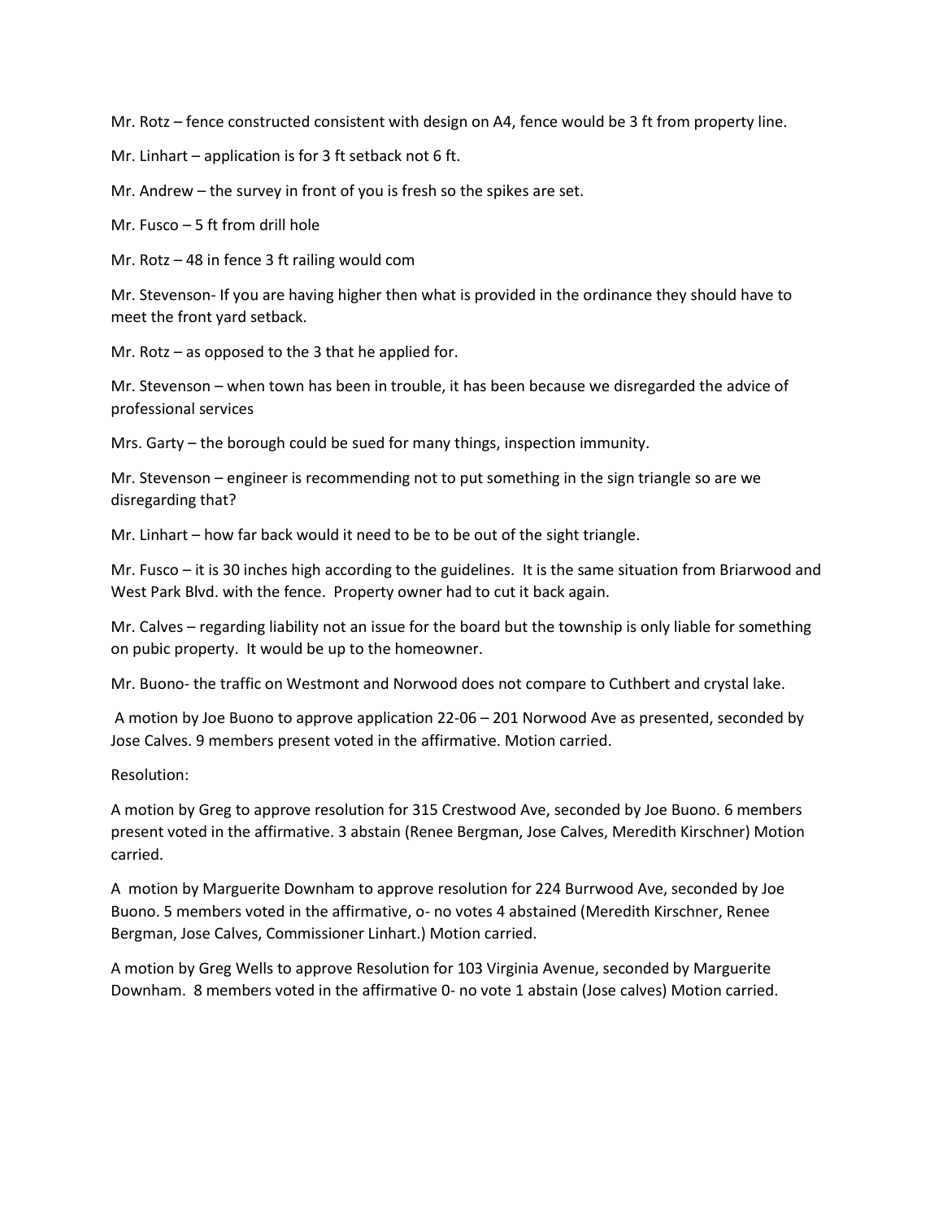Mr. Rotz – fence constructed consistent with design on A4, fence would be 3 ft from property line.

Mr. Linhart – application is for 3 ft setback not 6 ft.

Mr. Andrew – the survey in front of you is fresh so the spikes are set.

Mr. Fusco – 5 ft from drill hole

Mr. Rotz – 48 in fence 3 ft railing would com

Mr. Stevenson- If you are having higher then what is provided in the ordinance they should have to meet the front yard setback.

Mr. Rotz – as opposed to the 3 that he applied for.

Mr. Stevenson – when town has been in trouble, it has been because we disregarded the advice of professional services

Mrs. Garty – the borough could be sued for many things, inspection immunity.

Mr. Stevenson – engineer is recommending not to put something in the sign triangle so are we disregarding that?

Mr. Linhart – how far back would it need to be to be out of the sight triangle.

Mr. Fusco – it is 30 inches high according to the guidelines. It is the same situation from Briarwood and West Park Blvd. with the fence. Property owner had to cut it back again.

Mr. Calves – regarding liability not an issue for the board but the township is only liable for something on pubic property. It would be up to the homeowner.

Mr. Buono- the traffic on Westmont and Norwood does not compare to Cuthbert and crystal lake.

A motion by Joe Buono to approve application 22-06 – 201 Norwood Ave as presented, seconded by Jose Calves. 9 members present voted in the affirmative. Motion carried.

Resolution:

A motion by Greg to approve resolution for 315 Crestwood Ave, seconded by Joe Buono. 6 members present voted in the affirmative. 3 abstain (Renee Bergman, Jose Calves, Meredith Kirschner) Motion carried.

A motion by Marguerite Downham to approve resolution for 224 Burrwood Ave, seconded by Joe Buono. 5 members voted in the affirmative, o- no votes 4 abstained (Meredith Kirschner, Renee Bergman, Jose Calves, Commissioner Linhart.) Motion carried.

A motion by Greg Wells to approve Resolution for 103 Virginia Avenue, seconded by Marguerite Downham. 8 members voted in the affirmative 0- no vote 1 abstain (Jose calves) Motion carried.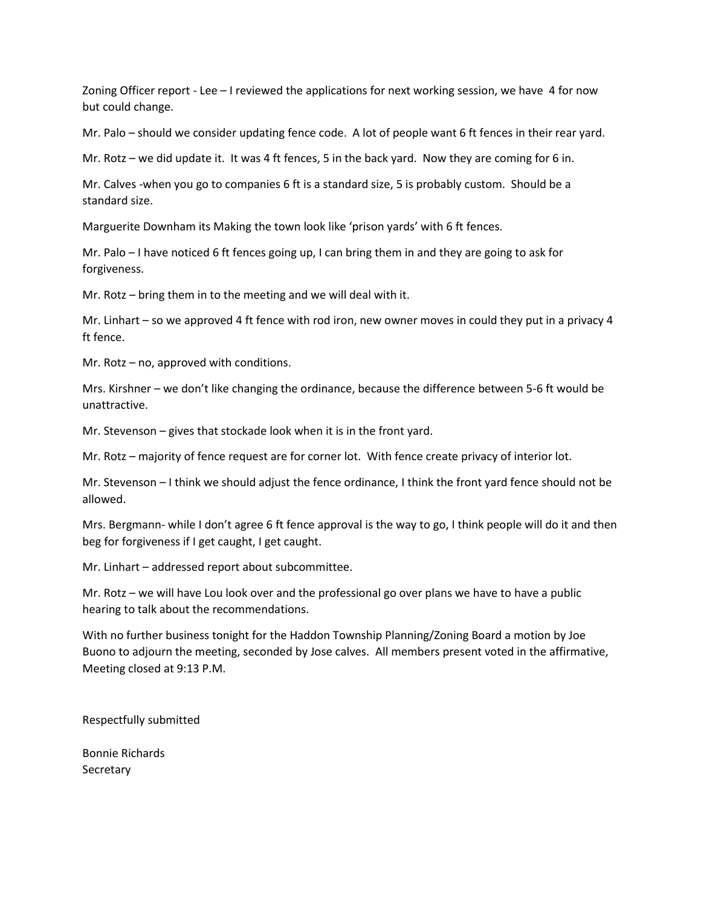Zoning Officer report - Lee – I reviewed the applications for next working session, we have 4 for now but could change.

Mr. Palo – should we consider updating fence code. A lot of people want 6 ft fences in their rear yard.

Mr. Rotz – we did update it. It was 4 ft fences, 5 in the back yard. Now they are coming for 6 in.

Mr. Calves -when you go to companies 6 ft is a standard size, 5 is probably custom. Should be a standard size.

Marguerite Downham its Making the town look like 'prison yards' with 6 ft fences.

Mr. Palo – I have noticed 6 ft fences going up, I can bring them in and they are going to ask for forgiveness.

Mr. Rotz – bring them in to the meeting and we will deal with it.

Mr. Linhart – so we approved 4 ft fence with rod iron, new owner moves in could they put in a privacy 4 ft fence.

Mr. Rotz – no, approved with conditions.

Mrs. Kirshner – we don't like changing the ordinance, because the difference between 5-6 ft would be unattractive.

Mr. Stevenson – gives that stockade look when it is in the front yard.

Mr. Rotz – majority of fence request are for corner lot. With fence create privacy of interior lot.

Mr. Stevenson – I think we should adjust the fence ordinance, I think the front yard fence should not be allowed.

Mrs. Bergmann- while I don't agree 6 ft fence approval is the way to go, I think people will do it and then beg for forgiveness if I get caught, I get caught.

Mr. Linhart – addressed report about subcommittee.

Mr. Rotz – we will have Lou look over and the professional go over plans we have to have a public hearing to talk about the recommendations.

With no further business tonight for the Haddon Township Planning/Zoning Board a motion by Joe Buono to adjourn the meeting, seconded by Jose calves. All members present voted in the affirmative, Meeting closed at 9:13 P.M.

Respectfully submitted

Bonnie Richards
Secretary